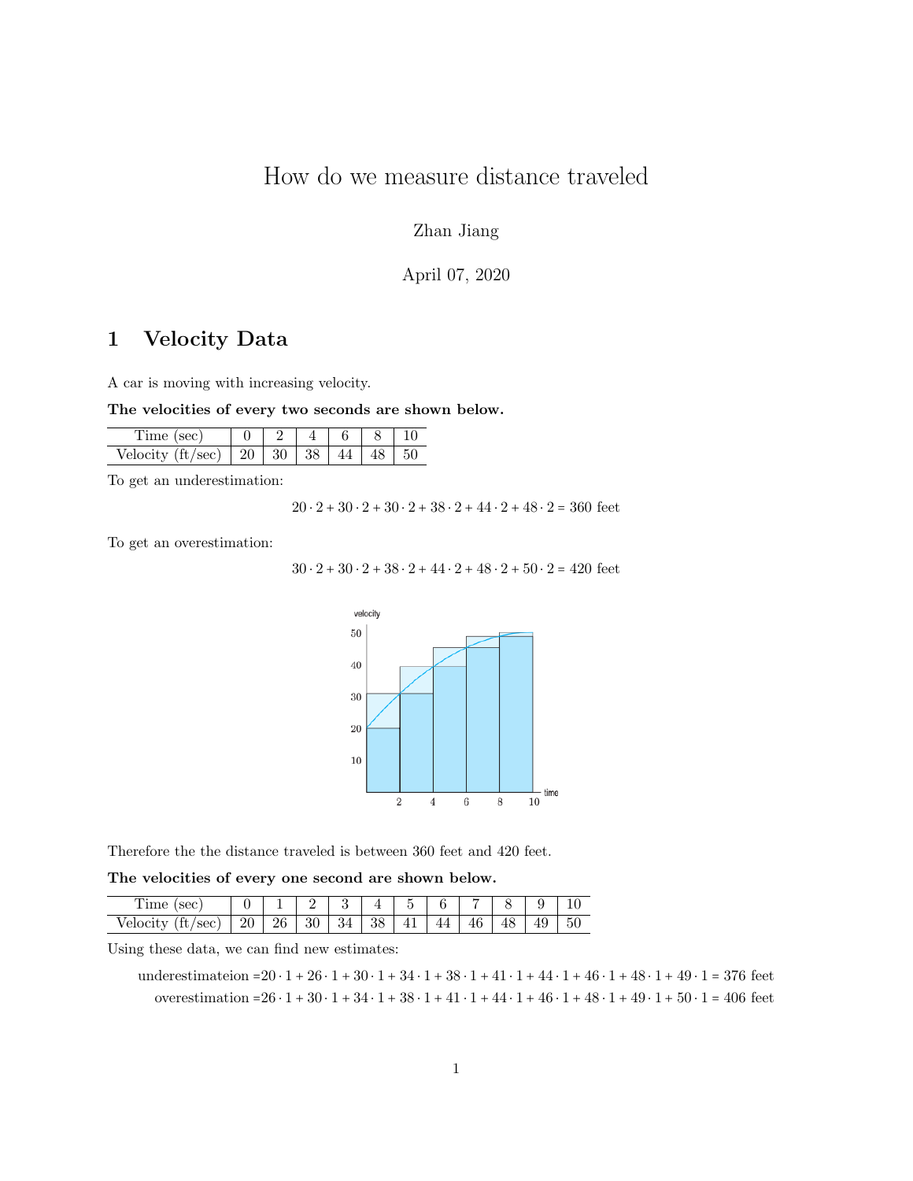# How do we measure distance traveled

Zhan Jiang

April 07, 2020

## 1 Velocity Data

A car is moving with increasing velocity.

**The velocities of every two seconds are shown below.**

| Time (sec) | 0 | 2 | 4 | 6 | 8 | 10 |
|---|---|---|---|---|---|---|
| Velocity (ft/sec) | 20 | 30 | 38 | 44 | 48 | 50 |

To get an underestimation:

$$20 \cdot 2 + 30 \cdot 2 + 30 \cdot 2 + 38 \cdot 2 + 44 \cdot 2 + 48 \cdot 2 = 360 \text{ feet}$$

To get an overestimation:

$$30 \cdot 2 + 30 \cdot 2 + 38 \cdot 2 + 44 \cdot 2 + 48 \cdot 2 + 50 \cdot 2 = 420 \text{ feet}$$

Therefore the the distance traveled is between 360 feet and 420 feet.

**The velocities of every one second are shown below.**

| Time (sec) | 0 | 1 | 2 | 3 | 4 | 5 | 6 | 7 | 8 | 9 | 10 |
|---|---|---|---|---|---|---|---|---|---|---|---|
| Velocity (ft/sec) | 20 | 26 | 30 | 34 | 38 | 41 | 44 | 46 | 48 | 49 | 50 |

Using these data, we can find new estimates:

$$\text{underestimateion} = 20 \cdot 1 + 26 \cdot 1 + 30 \cdot 1 + 34 \cdot 1 + 38 \cdot 1 + 41 \cdot 1 + 44 \cdot 1 + 46 \cdot 1 + 48 \cdot 1 + 49 \cdot 1 = 376 \text{ feet}$$

$$\text{overestimation} = 26 \cdot 1 + 30 \cdot 1 + 34 \cdot 1 + 38 \cdot 1 + 41 \cdot 1 + 44 \cdot 1 + 46 \cdot 1 + 48 \cdot 1 + 49 \cdot 1 + 50 \cdot 1 = 406 \text{ feet}$$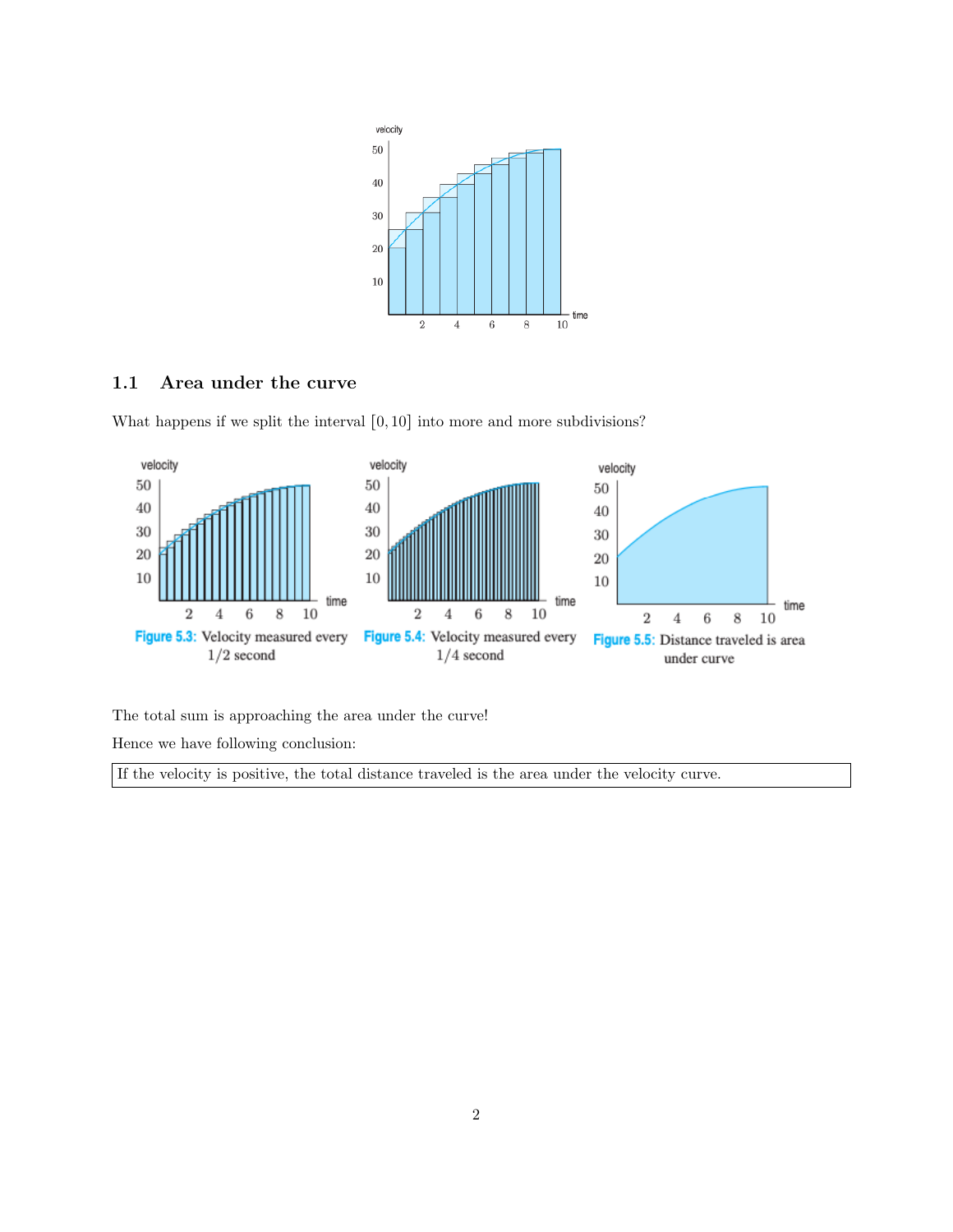## 1.1 Area under the curve

What happens if we split the interval $[0, 10]$ into more and more subdivisions?

Figure 5.3: Velocity measured every 1/2 second

Figure 5.4: Velocity measured every 1/4 second

Figure 5.5: Distance traveled is area under curve

The total sum is approaching the area under the curve!

Hence we have following conclusion:

| If the velocity is positive, the total distance traveled is the area under the velocity curve. |
|---|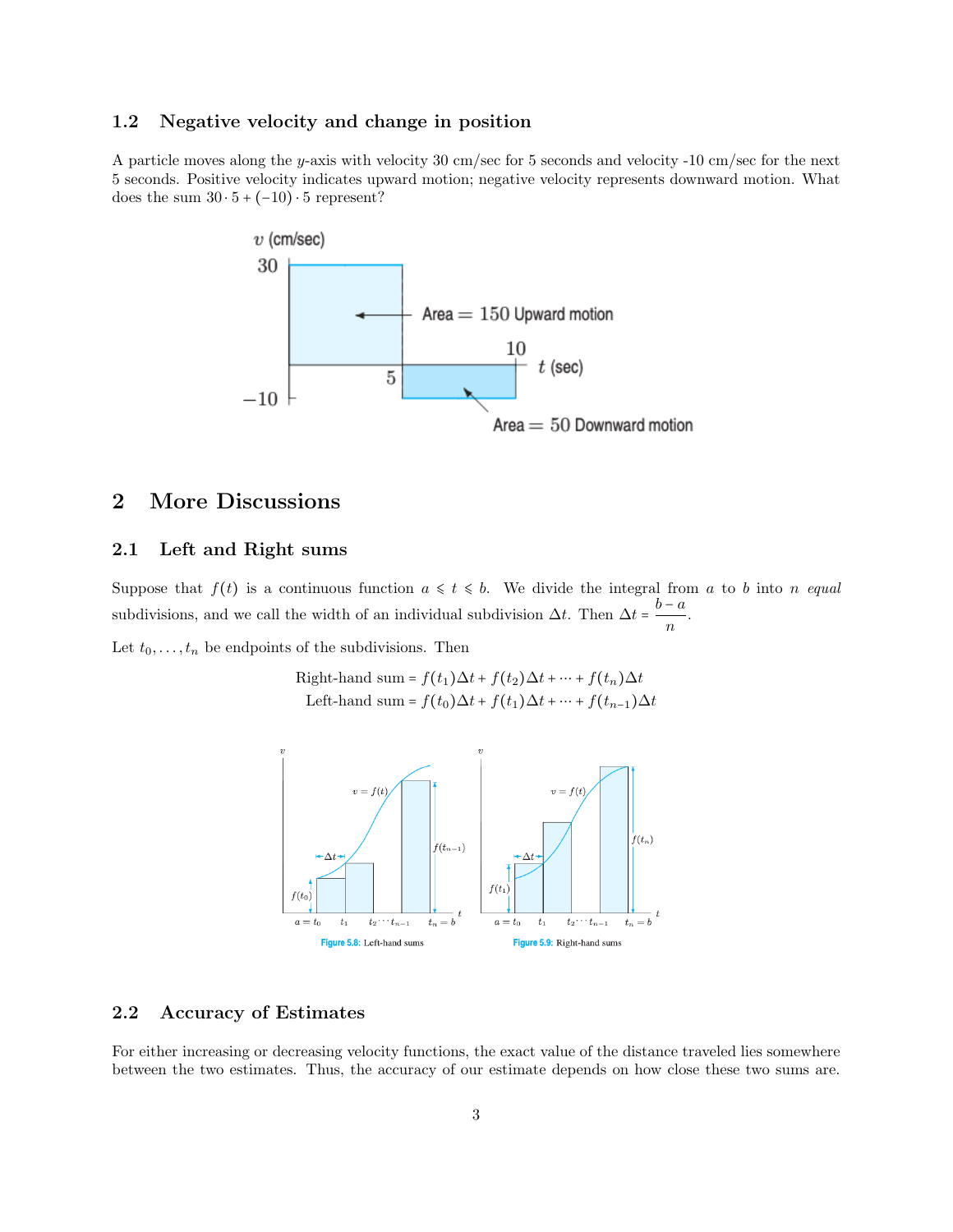### 1.2 Negative velocity and change in position

A particle moves along the $y$-axis with velocity 30 cm/sec for 5 seconds and velocity -10 cm/sec for the next 5 seconds. Positive velocity indicates upward motion; negative velocity represents downward motion. What does the sum $30 \cdot 5 + (-10) \cdot 5$ represent?

## 2 More Discussions

### 2.1 Left and Right sums

Suppose that $f(t)$ is a continuous function $a \leqslant t \leqslant b$. We divide the integral from $a$ to $b$ into $n$ *equal* subdivisions, and we call the width of an individual subdivision $\Delta t$. Then $\Delta t = \dfrac{b-a}{n}$.

Let $t_0, \ldots, t_n$ be endpoints of the subdivisions. Then

$$\text{Right-hand sum} = f(t_1)\Delta t + f(t_2)\Delta t + \cdots + f(t_n)\Delta t$$
$$\text{Left-hand sum} = f(t_0)\Delta t + f(t_1)\Delta t + \cdots + f(t_{n-1})\Delta t$$

Figure 5.8: Left-hand sums

Figure 5.9: Right-hand sums

### 2.2 Accuracy of Estimates

For either increasing or decreasing velocity functions, the exact value of the distance traveled lies somewhere between the two estimates. Thus, the accuracy of our estimate depends on how close these two sums are.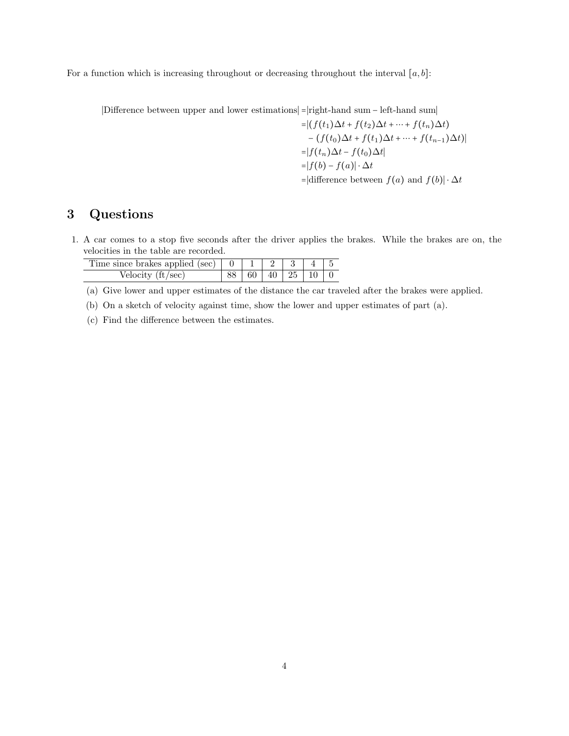For a function which is increasing throughout or decreasing throughout the interval $[a, b]$:

$$
\begin{aligned}
|\text{Difference between upper and lower estimations}| &= |\text{right-hand sum} - \text{left-hand sum}| \\
&= |(f(t_1)\Delta t + f(t_2)\Delta t + \cdots + f(t_n)\Delta t) \\
&\quad - (f(t_0)\Delta t + f(t_1)\Delta t + \cdots + f(t_{n-1})\Delta t)| \\
&= |f(t_n)\Delta t - f(t_0)\Delta t| \\
&= |f(b) - f(a)| \cdot \Delta t \\
&= |\text{difference between } f(a) \text{ and } f(b)| \cdot \Delta t
\end{aligned}
$$

## 3 Questions

1. A car comes to a stop five seconds after the driver applies the brakes. While the brakes are on, the velocities in the table are recorded.

| Time since brakes applied (sec) | 0 | 1 | 2 | 3 | 4 | 5 |
|---|---|---|---|---|---|---|
| Velocity (ft/sec) | 88 | 60 | 40 | 25 | 10 | 0 |

   (a) Give lower and upper estimates of the distance the car traveled after the brakes were applied.

   (b) On a sketch of velocity against time, show the lower and upper estimates of part (a).

   (c) Find the difference between the estimates.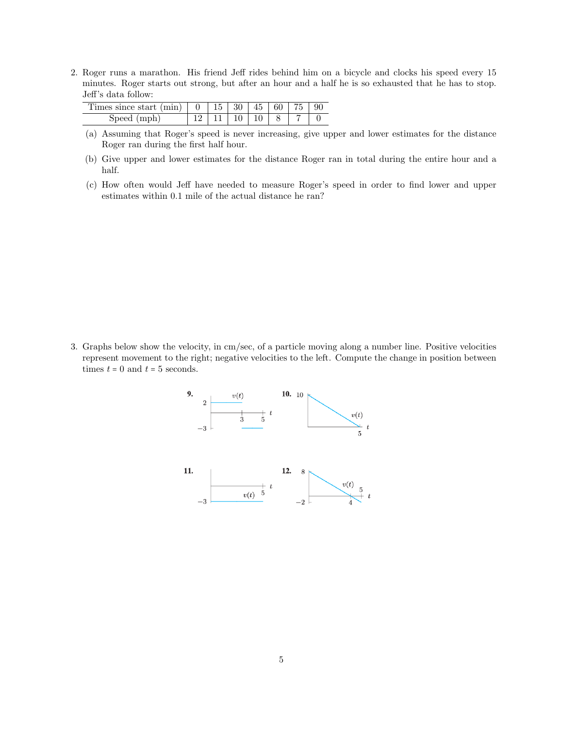2. Roger runs a marathon. His friend Jeff rides behind him on a bicycle and clocks his speed every 15 minutes. Roger starts out strong, but after an hour and a half he is so exhausted that he has to stop. Jeff's data follow:

| Times since start (min) | 0 | 15 | 30 | 45 | 60 | 75 | 90 |
|---|---|---|---|---|---|---|---|
| Speed (mph) | 12 | 11 | 10 | 10 | 8 | 7 | 0 |

   (a) Assuming that Roger's speed is never increasing, give upper and lower estimates for the distance Roger ran during the first half hour.

   (b) Give upper and lower estimates for the distance Roger ran in total during the entire hour and a half.

   (c) How often would Jeff have needed to measure Roger's speed in order to find lower and upper estimates within 0.1 mile of the actual distance he ran?

3. Graphs below show the velocity, in cm/sec, of a particle moving along a number line. Positive velocities represent movement to the right; negative velocities to the left. Compute the change in position between times $t = 0$ and $t = 5$ seconds.

**9.** $v(t)$, $2$, $-3$, $3$, $5$, $t$

**10.** $10$, $v(t)$, $5$, $t$

**11.** $-3$, $v(t)$, $5$, $t$

**12.** $8$, $-2$, $v(t)$, $4$, $5$, $t$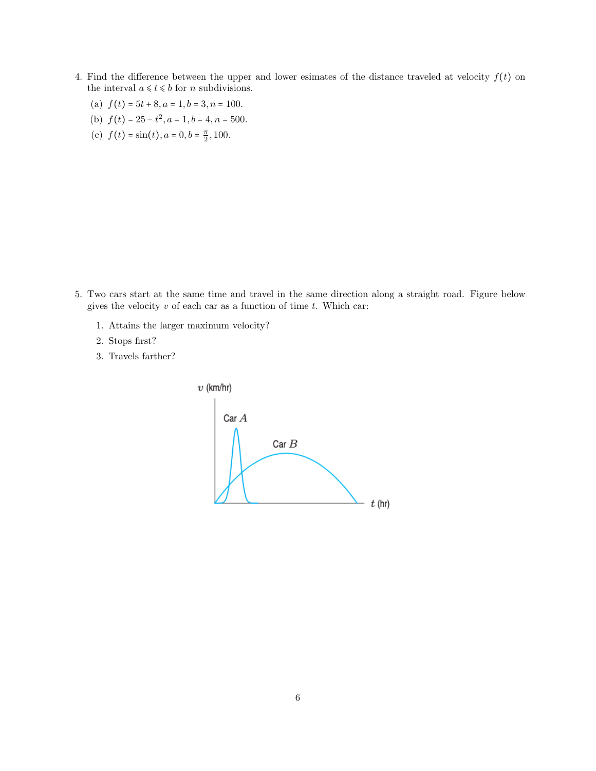4. Find the difference between the upper and lower esimates of the distance traveled at velocity $f(t)$ on the interval $a \leqslant t \leqslant b$ for $n$ subdivisions.

   (a) $f(t) = 5t + 8, a = 1, b = 3, n = 100.$

   (b) $f(t) = 25 - t^2, a = 1, b = 4, n = 500.$

   (c) $f(t) = \sin(t), a = 0, b = \frac{\pi}{2}, 100.$

5. Two cars start at the same time and travel in the same direction along a straight road. Figure below gives the velocity $v$ of each car as a function of time $t$. Which car:

   1. Attains the larger maximum velocity?
   2. Stops first?
   3. Travels farther?

$v$ (km/hr)

Car $A$

Car $B$

$t$ (hr)